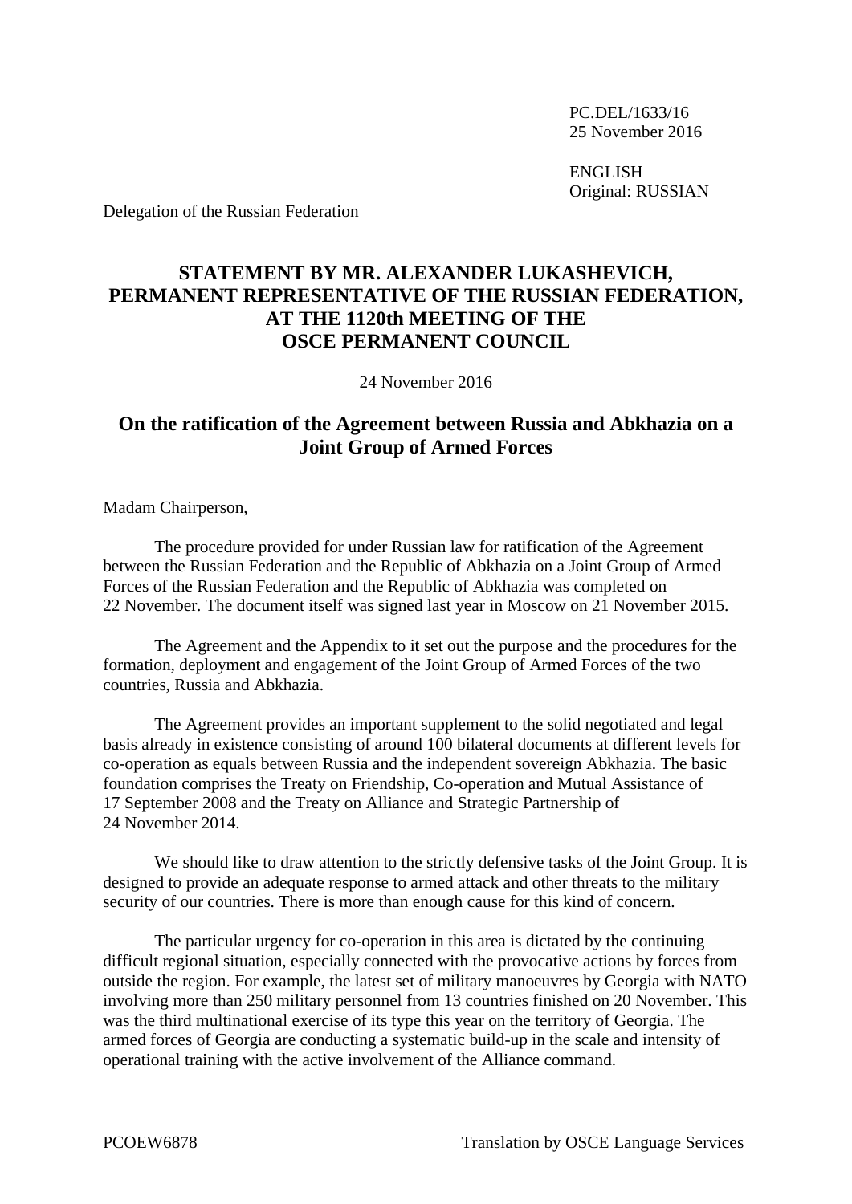PC.DEL/1633/16
25 November 2016

ENGLISH
Original: RUSSIAN

Delegation of the Russian Federation

# STATEMENT BY MR. ALEXANDER LUKASHEVICH, PERMANENT REPRESENTATIVE OF THE RUSSIAN FEDERATION, AT THE 1120th MEETING OF THE OSCE PERMANENT COUNCIL

24 November 2016

## On the ratification of the Agreement between Russia and Abkhazia on a Joint Group of Armed Forces

Madam Chairperson,

The procedure provided for under Russian law for ratification of the Agreement between the Russian Federation and the Republic of Abkhazia on a Joint Group of Armed Forces of the Russian Federation and the Republic of Abkhazia was completed on 22 November. The document itself was signed last year in Moscow on 21 November 2015.

The Agreement and the Appendix to it set out the purpose and the procedures for the formation, deployment and engagement of the Joint Group of Armed Forces of the two countries, Russia and Abkhazia.

The Agreement provides an important supplement to the solid negotiated and legal basis already in existence consisting of around 100 bilateral documents at different levels for co-operation as equals between Russia and the independent sovereign Abkhazia. The basic foundation comprises the Treaty on Friendship, Co-operation and Mutual Assistance of 17 September 2008 and the Treaty on Alliance and Strategic Partnership of 24 November 2014.

We should like to draw attention to the strictly defensive tasks of the Joint Group. It is designed to provide an adequate response to armed attack and other threats to the military security of our countries. There is more than enough cause for this kind of concern.

The particular urgency for co-operation in this area is dictated by the continuing difficult regional situation, especially connected with the provocative actions by forces from outside the region. For example, the latest set of military manoeuvres by Georgia with NATO involving more than 250 military personnel from 13 countries finished on 20 November. This was the third multinational exercise of its type this year on the territory of Georgia. The armed forces of Georgia are conducting a systematic build-up in the scale and intensity of operational training with the active involvement of the Alliance command.

PCOEW6878 Translation by OSCE Language Services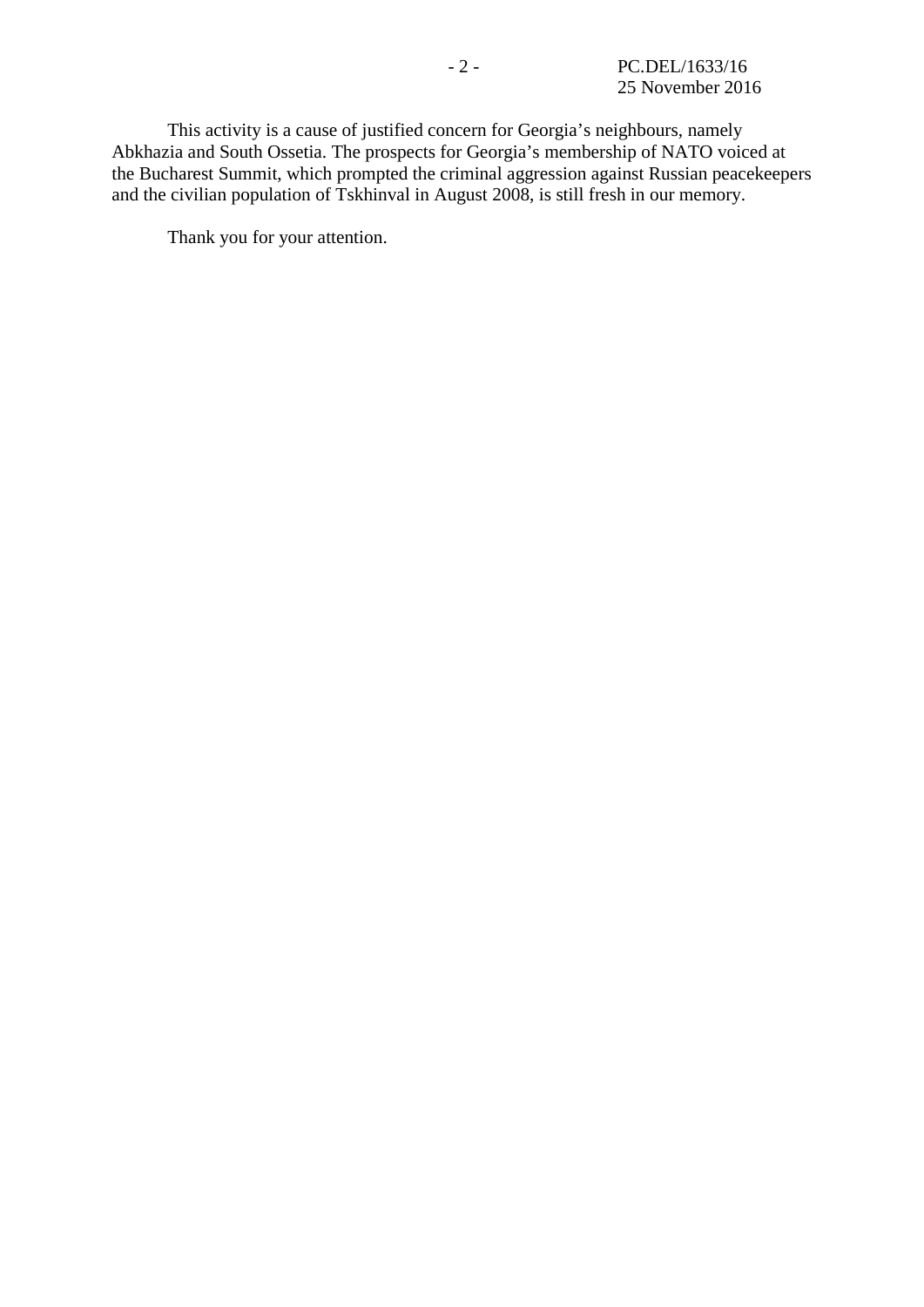This activity is a cause of justified concern for Georgia's neighbours, namely Abkhazia and South Ossetia. The prospects for Georgia's membership of NATO voiced at the Bucharest Summit, which prompted the criminal aggression against Russian peacekeepers and the civilian population of Tskhinval in August 2008, is still fresh in our memory.

Thank you for your attention.